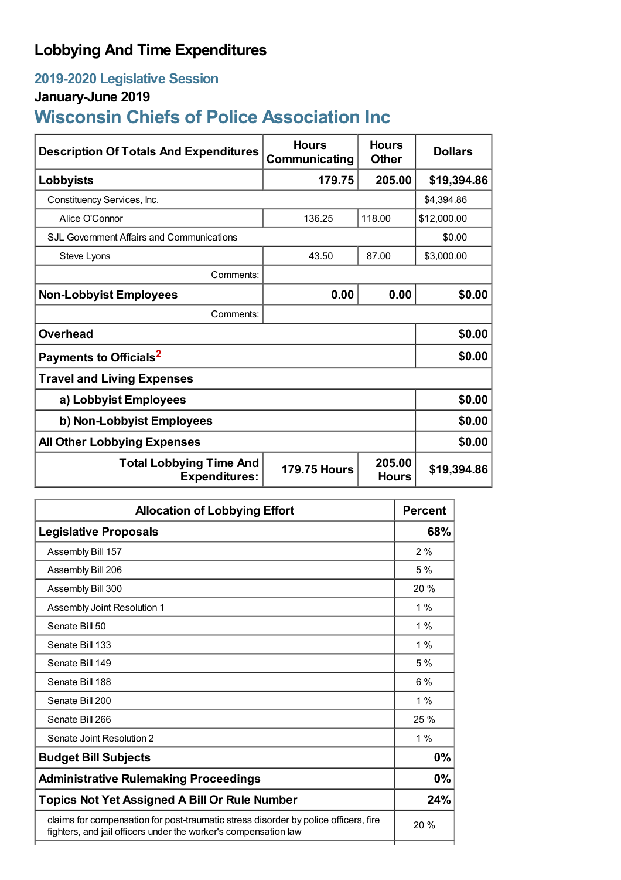# Lobbying And Time Expenditures

## 2019-2020 Legislative Session

### January-June 2019

## Wisconsin Chiefs of Police Association Inc

| Description Of Totals And Expenditures | Hours Communicating | Hours Other | Dollars |
|---|---|---|---|
| **Lobbyists** | **179.75** | **205.00** | **$19,394.86** |
| Constituency Services, Inc. | | | $4,394.86 |
| Alice O'Connor | 136.25 | 118.00 | $12,000.00 |
| SJL Government Affairs and Communications | | | $0.00 |
| Steve Lyons | 43.50 | 87.00 | $3,000.00 |
| Comments: | | | |
| **Non-Lobbyist Employees** | **0.00** | **0.00** | **$0.00** |
| Comments: | | | |
| **Overhead** | | | **$0.00** |
| **Payments to Officials**[2] | | | **$0.00** |
| **Travel and Living Expenses** | | | |
| **a) Lobbyist Employees** | | | **$0.00** |
| **b) Non-Lobbyist Employees** | | | **$0.00** |
| **All Other Lobbying Expenses** | | | **$0.00** |
| **Total Lobbying Time And Expenditures:** | **179.75 Hours** | **205.00 Hours** | **$19,394.86** |

| Allocation of Lobbying Effort | Percent |
|---|---|
| **Legislative Proposals** | **68%** |
| Assembly Bill 157 | 2 % |
| Assembly Bill 206 | 5 % |
| Assembly Bill 300 | 20 % |
| Assembly Joint Resolution 1 | 1 % |
| Senate Bill 50 | 1 % |
| Senate Bill 133 | 1 % |
| Senate Bill 149 | 5 % |
| Senate Bill 188 | 6 % |
| Senate Bill 200 | 1 % |
| Senate Bill 266 | 25 % |
| Senate Joint Resolution 2 | 1 % |
| **Budget Bill Subjects** | **0%** |
| **Administrative Rulemaking Proceedings** | **0%** |
| **Topics Not Yet Assigned A Bill Or Rule Number** | **24%** |
| claims for compensation for post-traumatic stress disorder by police officers, fire fighters, and jail officers under the worker's compensation law | 20 % |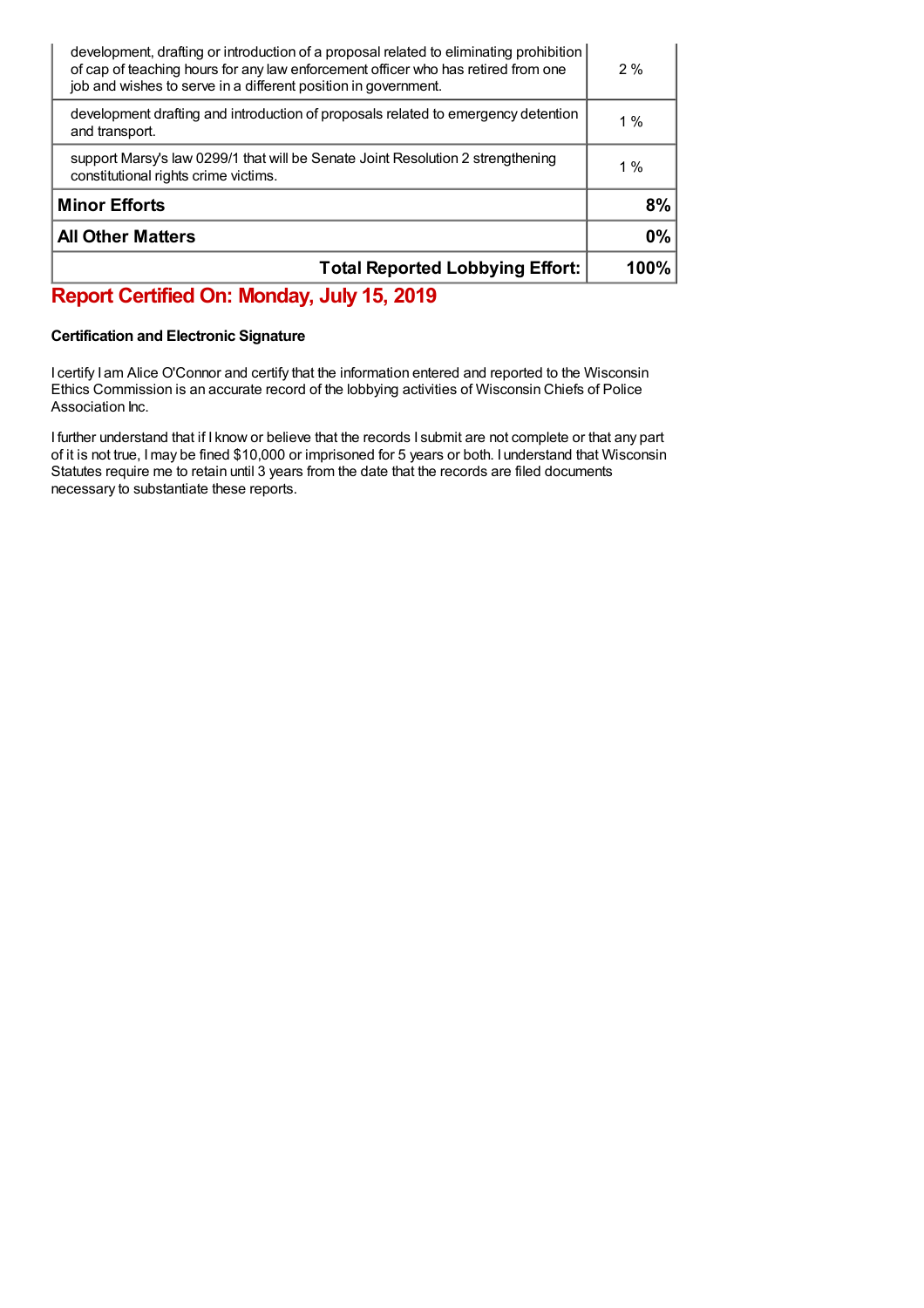| | |
|---|---|
| development, drafting or introduction of a proposal related to eliminating prohibition of cap of teaching hours for any law enforcement officer who has retired from one job and wishes to serve in a different position in government. | 2 % |
| development drafting and introduction of proposals related to emergency detention and transport. | 1 % |
| support Marsy's law 0299/1 that will be Senate Joint Resolution 2 strengthening constitutional rights crime victims. | 1 % |
| **Minor Efforts** | **8%** |
| **All Other Matters** | **0%** |
| **Total Reported Lobbying Effort:** | **100%** |

## Report Certified On: Monday, July 15, 2019

**Certification and Electronic Signature**

I certify I am Alice O'Connor and certify that the information entered and reported to the Wisconsin Ethics Commission is an accurate record of the lobbying activities of Wisconsin Chiefs of Police Association Inc.

I further understand that if I know or believe that the records I submit are not complete or that any part of it is not true, I may be fined $10,000 or imprisoned for 5 years or both. I understand that Wisconsin Statutes require me to retain until 3 years from the date that the records are filed documents necessary to substantiate these reports.